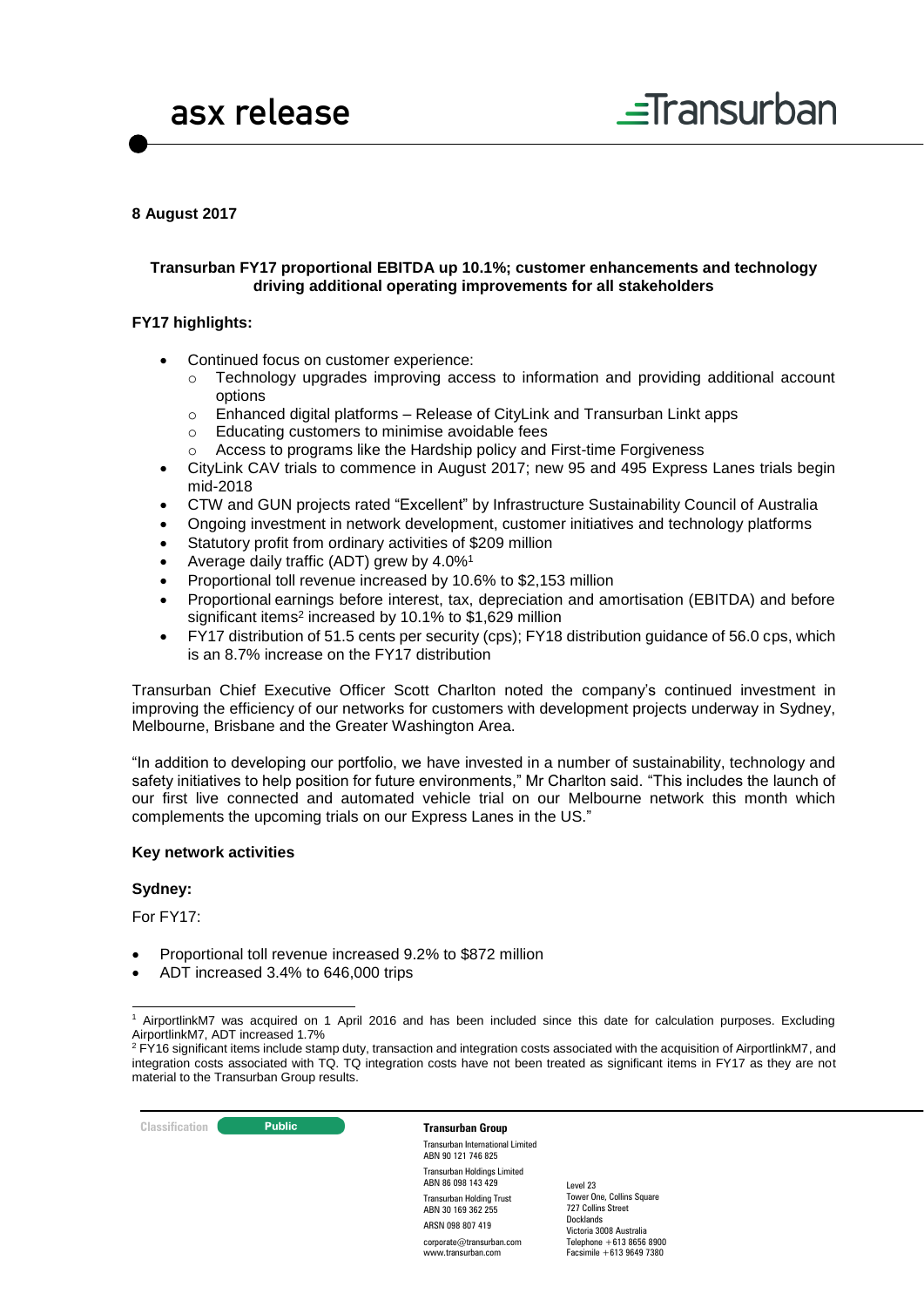# asx release

**8 August 2017**

**Transurban FY17 proportional EBITDA up 10.1%; customer enhancements and technology driving additional operating improvements for all stakeholders**

**FY17 highlights:**

- Continued focus on customer experience:
  - Technology upgrades improving access to information and providing additional account options
  - Enhanced digital platforms – Release of CityLink and Transurban Linkt apps
  - Educating customers to minimise avoidable fees
  - Access to programs like the Hardship policy and First-time Forgiveness
- CityLink CAV trials to commence in August 2017; new 95 and 495 Express Lanes trials begin mid-2018
- CTW and GUN projects rated "Excellent" by Infrastructure Sustainability Council of Australia
- Ongoing investment in network development, customer initiatives and technology platforms
- Statutory profit from ordinary activities of $209 million
- Average daily traffic (ADT) grew by 4.0%[1]
- Proportional toll revenue increased by 10.6% to $2,153 million
- Proportional earnings before interest, tax, depreciation and amortisation (EBITDA) and before significant items[2] increased by 10.1% to $1,629 million
- FY17 distribution of 51.5 cents per security (cps); FY18 distribution guidance of 56.0 cps, which is an 8.7% increase on the FY17 distribution

Transurban Chief Executive Officer Scott Charlton noted the company's continued investment in improving the efficiency of our networks for customers with development projects underway in Sydney, Melbourne, Brisbane and the Greater Washington Area.

"In addition to developing our portfolio, we have invested in a number of sustainability, technology and safety initiatives to help position for future environments," Mr Charlton said. "This includes the launch of our first live connected and automated vehicle trial on our Melbourne network this month which complements the upcoming trials on our Express Lanes in the US."

**Key network activities**

**Sydney:**

For FY17:

- Proportional toll revenue increased 9.2% to $872 million
- ADT increased 3.4% to 646,000 trips

[1] AirportlinkM7 was acquired on 1 April 2016 and has been included since this date for calculation purposes. Excluding AirportlinkM7, ADT increased 1.7%

[2] FY16 significant items include stamp duty, transaction and integration costs associated with the acquisition of AirportlinkM7, and integration costs associated with TQ. TQ integration costs have not been treated as significant items in FY17 as they are not material to the Transurban Group results.

Classification: Public

**Transurban Group**

Transurban International Limited
ABN 90 121 746 825

Transurban Holdings Limited
ABN 86 098 143 429

Transurban Holding Trust
ABN 30 169 362 255

ARSN 098 807 419

corporate@transurban.com
www.transurban.com

Level 23
Tower One, Collins Square
727 Collins Street
Docklands
Victoria 3008 Australia
Telephone +613 8656 8900
Facsimile +613 9649 7380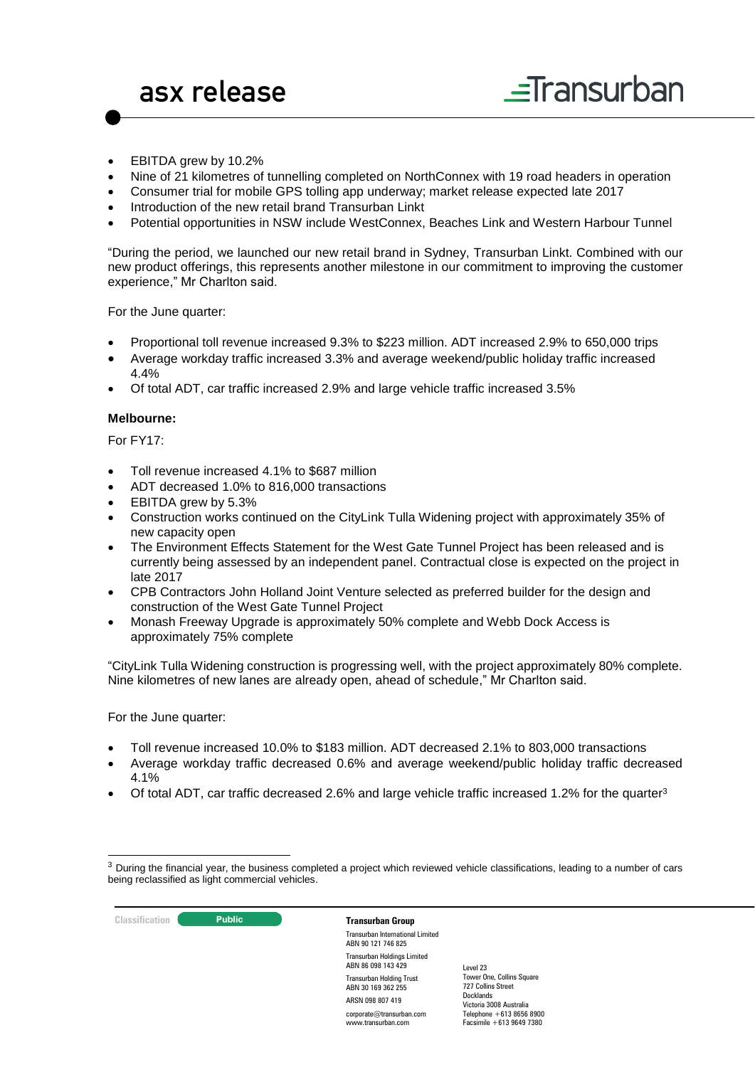- EBITDA grew by 10.2%
- Nine of 21 kilometres of tunnelling completed on NorthConnex with 19 road headers in operation
- Consumer trial for mobile GPS tolling app underway; market release expected late 2017
- Introduction of the new retail brand Transurban Linkt
- Potential opportunities in NSW include WestConnex, Beaches Link and Western Harbour Tunnel

"During the period, we launched our new retail brand in Sydney, Transurban Linkt. Combined with our new product offerings, this represents another milestone in our commitment to improving the customer experience," Mr Charlton said.

For the June quarter:

- Proportional toll revenue increased 9.3% to $223 million. ADT increased 2.9% to 650,000 trips
- Average workday traffic increased 3.3% and average weekend/public holiday traffic increased 4.4%
- Of total ADT, car traffic increased 2.9% and large vehicle traffic increased 3.5%

**Melbourne:**

For FY17:

- Toll revenue increased 4.1% to $687 million
- ADT decreased 1.0% to 816,000 transactions
- EBITDA grew by 5.3%
- Construction works continued on the CityLink Tulla Widening project with approximately 35% of new capacity open
- The Environment Effects Statement for the West Gate Tunnel Project has been released and is currently being assessed by an independent panel. Contractual close is expected on the project in late 2017
- CPB Contractors John Holland Joint Venture selected as preferred builder for the design and construction of the West Gate Tunnel Project
- Monash Freeway Upgrade is approximately 50% complete and Webb Dock Access is approximately 75% complete

"CityLink Tulla Widening construction is progressing well, with the project approximately 80% complete. Nine kilometres of new lanes are already open, ahead of schedule," Mr Charlton said.

For the June quarter:

- Toll revenue increased 10.0% to $183 million. ADT decreased 2.1% to 803,000 transactions
- Average workday traffic decreased 0.6% and average weekend/public holiday traffic decreased 4.1%
- Of total ADT, car traffic decreased 2.6% and large vehicle traffic increased 1.2% for the quarter[3]

[3] During the financial year, the business completed a project which reviewed vehicle classifications, leading to a number of cars being reclassified as light commercial vehicles.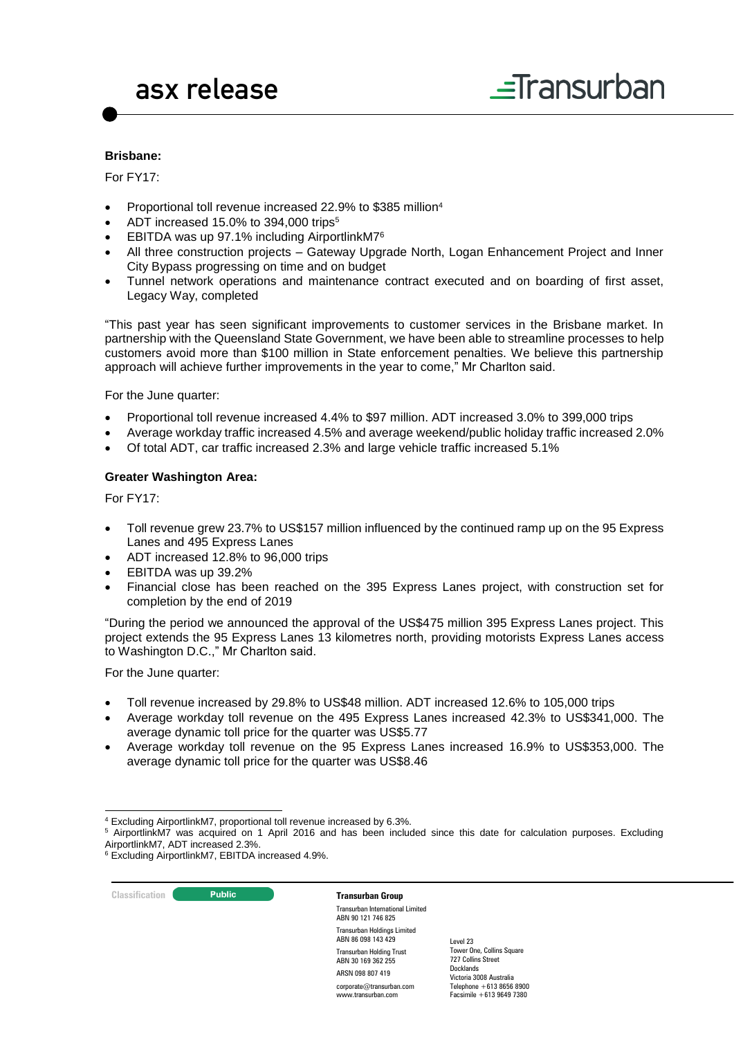**Brisbane:**

For FY17:

- Proportional toll revenue increased 22.9% to $385 million[4]
- ADT increased 15.0% to 394,000 trips[5]
- EBITDA was up 97.1% including AirportlinkM7[6]
- All three construction projects – Gateway Upgrade North, Logan Enhancement Project and Inner City Bypass progressing on time and on budget
- Tunnel network operations and maintenance contract executed and on boarding of first asset, Legacy Way, completed

"This past year has seen significant improvements to customer services in the Brisbane market. In partnership with the Queensland State Government, we have been able to streamline processes to help customers avoid more than $100 million in State enforcement penalties. We believe this partnership approach will achieve further improvements in the year to come," Mr Charlton said.

For the June quarter:

- Proportional toll revenue increased 4.4% to $97 million. ADT increased 3.0% to 399,000 trips
- Average workday traffic increased 4.5% and average weekend/public holiday traffic increased 2.0%
- Of total ADT, car traffic increased 2.3% and large vehicle traffic increased 5.1%

**Greater Washington Area:**

For FY17:

- Toll revenue grew 23.7% to US$157 million influenced by the continued ramp up on the 95 Express Lanes and 495 Express Lanes
- ADT increased 12.8% to 96,000 trips
- EBITDA was up 39.2%
- Financial close has been reached on the 395 Express Lanes project, with construction set for completion by the end of 2019

"During the period we announced the approval of the US$475 million 395 Express Lanes project. This project extends the 95 Express Lanes 13 kilometres north, providing motorists Express Lanes access to Washington D.C.," Mr Charlton said.

For the June quarter:

- Toll revenue increased by 29.8% to US$48 million. ADT increased 12.6% to 105,000 trips
- Average workday toll revenue on the 495 Express Lanes increased 42.3% to US$341,000. The average dynamic toll price for the quarter was US$5.77
- Average workday toll revenue on the 95 Express Lanes increased 16.9% to US$353,000. The average dynamic toll price for the quarter was US$8.46

---

[4] Excluding AirportlinkM7, proportional toll revenue increased by 6.3%.

[5] AirportlinkM7 was acquired on 1 April 2016 and has been included since this date for calculation purposes. Excluding AirportlinkM7, ADT increased 2.3%.

[6] Excluding AirportlinkM7, EBITDA increased 4.9%.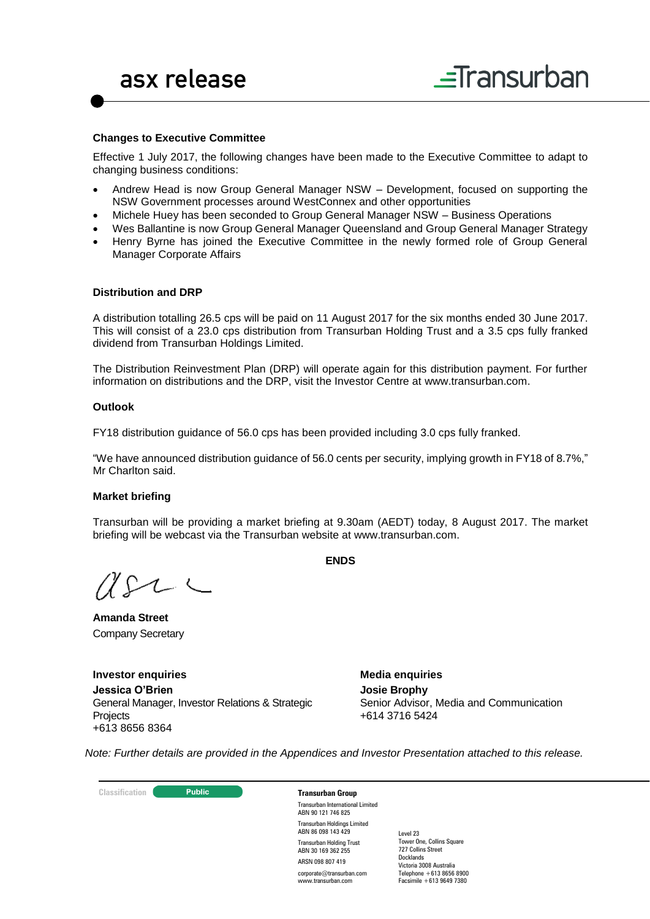### Changes to Executive Committee

Effective 1 July 2017, the following changes have been made to the Executive Committee to adapt to changing business conditions:

- Andrew Head is now Group General Manager NSW – Development, focused on supporting the NSW Government processes around WestConnex and other opportunities
- Michele Huey has been seconded to Group General Manager NSW – Business Operations
- Wes Ballantine is now Group General Manager Queensland and Group General Manager Strategy
- Henry Byrne has joined the Executive Committee in the newly formed role of Group General Manager Corporate Affairs

### Distribution and DRP

A distribution totalling 26.5 cps will be paid on 11 August 2017 for the six months ended 30 June 2017. This will consist of a 23.0 cps distribution from Transurban Holding Trust and a 3.5 cps fully franked dividend from Transurban Holdings Limited.

The Distribution Reinvestment Plan (DRP) will operate again for this distribution payment. For further information on distributions and the DRP, visit the Investor Centre at www.transurban.com.

### Outlook

FY18 distribution guidance of 56.0 cps has been provided including 3.0 cps fully franked.

"We have announced distribution guidance of 56.0 cents per security, implying growth in FY18 of 8.7%," Mr Charlton said.

### Market briefing

Transurban will be providing a market briefing at 9.30am (AEDT) today, 8 August 2017. The market briefing will be webcast via the Transurban website at www.transurban.com.

**ENDS**

**Amanda Street**
Company Secretary

**Investor enquiries**
**Jessica O'Brien**
General Manager, Investor Relations & Strategic Projects
+613 8656 8364

**Media enquiries**
**Josie Brophy**
Senior Advisor, Media and Communication
+614 3716 5424

*Note: Further details are provided in the Appendices and Investor Presentation attached to this release.*

Classification: Public

**Transurban Group**
Transurban International Limited
ABN 90 121 746 825
Transurban Holdings Limited
ABN 86 098 143 429
Transurban Holding Trust
ABN 30 169 362 255
ARSN 098 807 419
corporate@transurban.com
www.transurban.com

Level 23
Tower One, Collins Square
727 Collins Street
Docklands
Victoria 3008 Australia
Telephone +613 8656 8900
Facsimile +613 9649 7380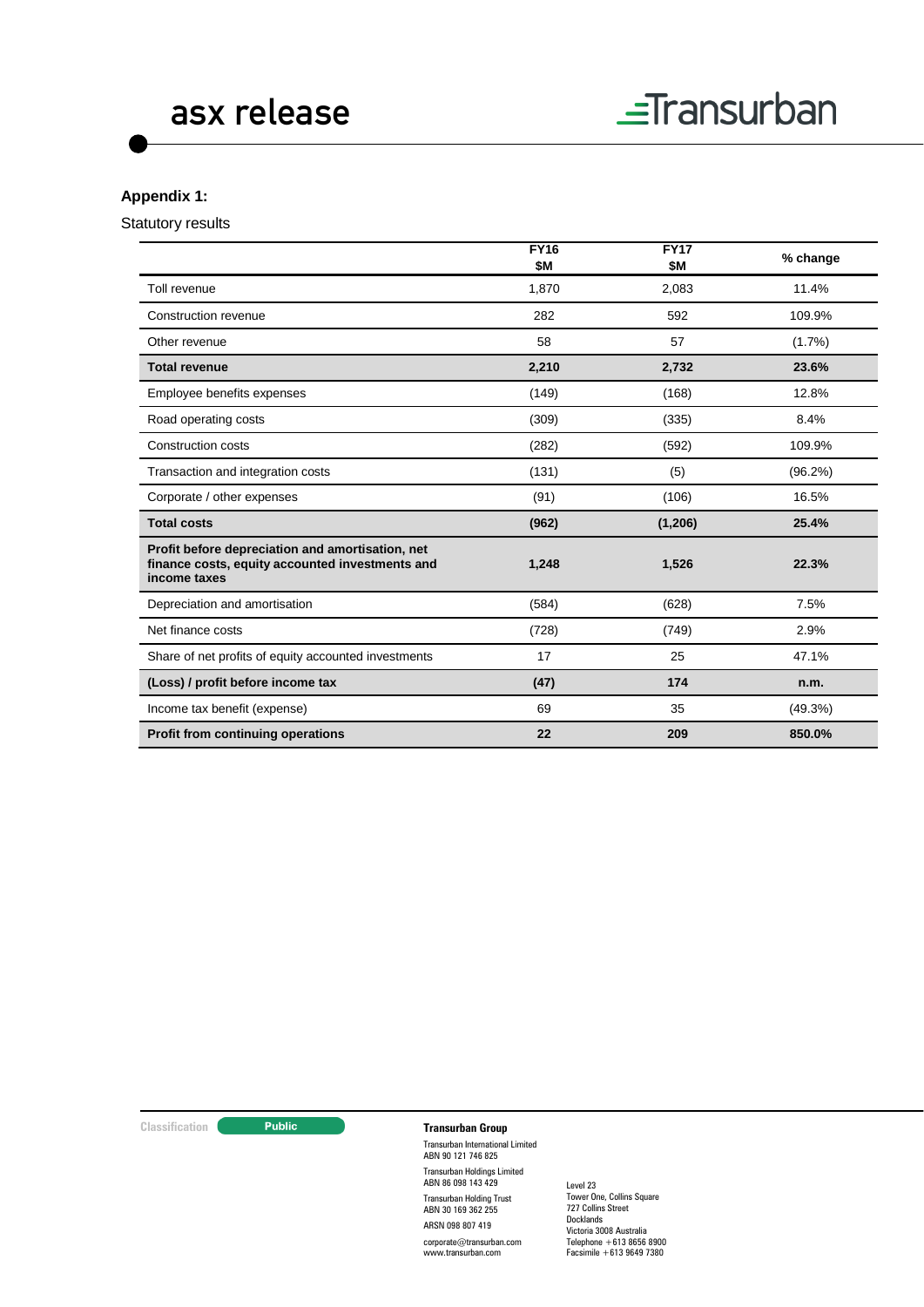## Appendix 1:

Statutory results

| | FY16 \$M | FY17 \$M | % change |
|---|---|---|---|
| Toll revenue | 1,870 | 2,083 | 11.4% |
| Construction revenue | 282 | 592 | 109.9% |
| Other revenue | 58 | 57 | (1.7%) |
| **Total revenue** | **2,210** | **2,732** | **23.6%** |
| Employee benefits expenses | (149) | (168) | 12.8% |
| Road operating costs | (309) | (335) | 8.4% |
| Construction costs | (282) | (592) | 109.9% |
| Transaction and integration costs | (131) | (5) | (96.2%) |
| Corporate / other expenses | (91) | (106) | 16.5% |
| **Total costs** | **(962)** | **(1,206)** | **25.4%** |
| **Profit before depreciation and amortisation, net finance costs, equity accounted investments and income taxes** | **1,248** | **1,526** | **22.3%** |
| Depreciation and amortisation | (584) | (628) | 7.5% |
| Net finance costs | (728) | (749) | 2.9% |
| Share of net profits of equity accounted investments | 17 | 25 | 47.1% |
| **(Loss) / profit before income tax** | **(47)** | **174** | **n.m.** |
| Income tax benefit (expense) | 69 | 35 | (49.3%) |
| **Profit from continuing operations** | **22** | **209** | **850.0%** |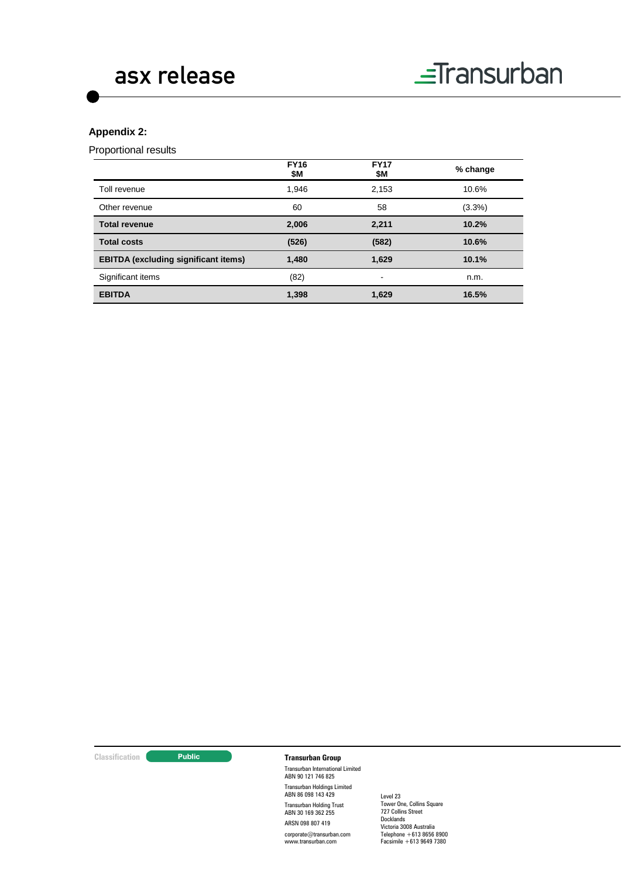**Appendix 2:**

Proportional results

| | FY16 $M | FY17 $M | % change |
|---|---|---|---|
| Toll revenue | 1,946 | 2,153 | 10.6% |
| Other revenue | 60 | 58 | (3.3%) |
| **Total revenue** | **2,006** | **2,211** | **10.2%** |
| **Total costs** | **(526)** | **(582)** | **10.6%** |
| **EBITDA (excluding significant items)** | **1,480** | **1,629** | **10.1%** |
| Significant items | (82) | - | n.m. |
| **EBITDA** | **1,398** | **1,629** | **16.5%** |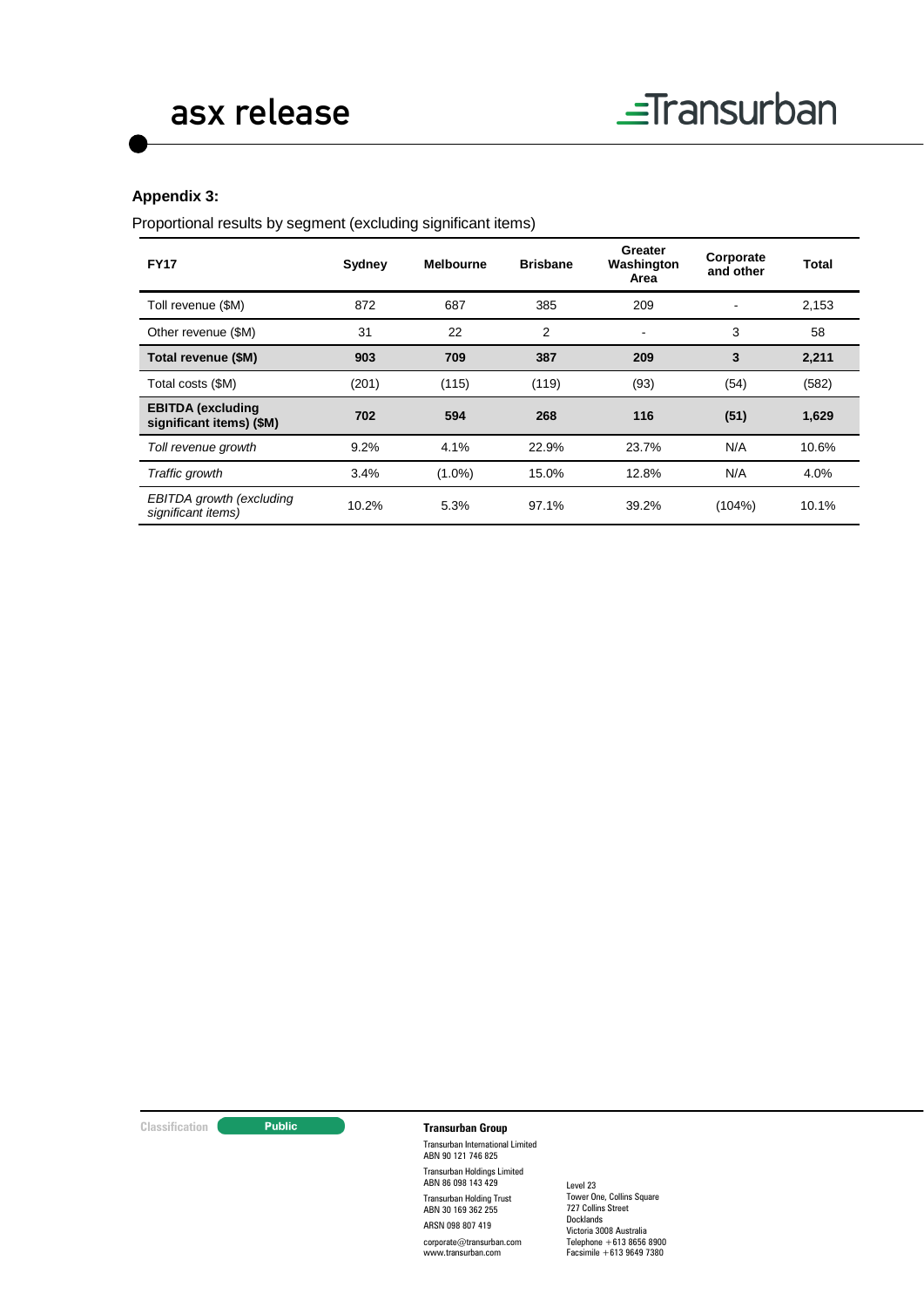**Appendix 3:**

Proportional results by segment (excluding significant items)

| FY17 | Sydney | Melbourne | Brisbane | Greater Washington Area | Corporate and other | Total |
|---|---|---|---|---|---|---|
| Toll revenue ($M) | 872 | 687 | 385 | 209 | - | 2,153 |
| Other revenue ($M) | 31 | 22 | 2 | - | 3 | 58 |
| **Total revenue ($M)** | **903** | **709** | **387** | **209** | **3** | **2,211** |
| Total costs ($M) | (201) | (115) | (119) | (93) | (54) | (582) |
| **EBITDA (excluding significant items) ($M)** | **702** | **594** | **268** | **116** | **(51)** | **1,629** |
| *Toll revenue growth* | 9.2% | 4.1% | 22.9% | 23.7% | N/A | 10.6% |
| *Traffic growth* | 3.4% | (1.0%) | 15.0% | 12.8% | N/A | 4.0% |
| *EBITDA growth (excluding significant items)* | 10.2% | 5.3% | 97.1% | 39.2% | (104%) | 10.1% |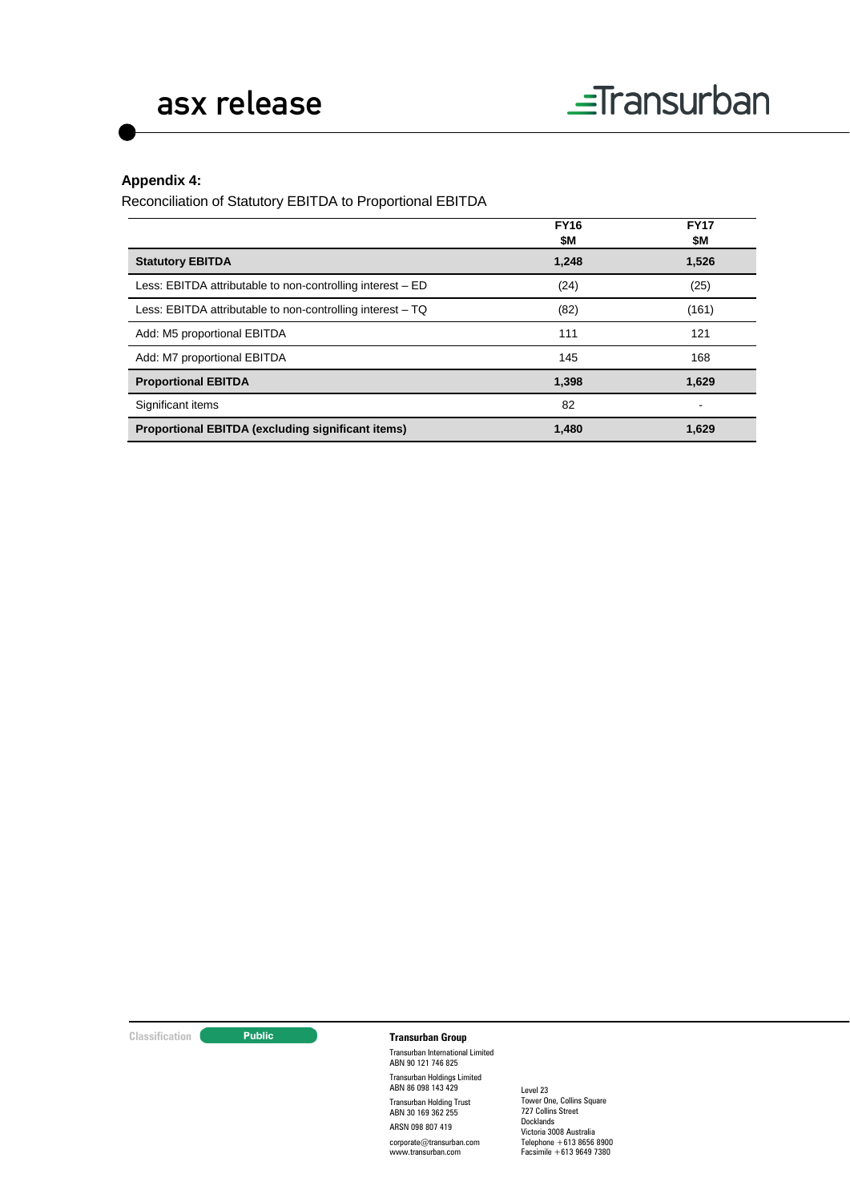**Appendix 4:**

Reconciliation of Statutory EBITDA to Proportional EBITDA

| | FY16 $M | FY17 $M |
|---|---|---|
| **Statutory EBITDA** | **1,248** | **1,526** |
| Less: EBITDA attributable to non-controlling interest – ED | (24) | (25) |
| Less: EBITDA attributable to non-controlling interest – TQ | (82) | (161) |
| Add: M5 proportional EBITDA | 111 | 121 |
| Add: M7 proportional EBITDA | 145 | 168 |
| **Proportional EBITDA** | **1,398** | **1,629** |
| Significant items | 82 | - |
| **Proportional EBITDA (excluding significant items)** | **1,480** | **1,629** |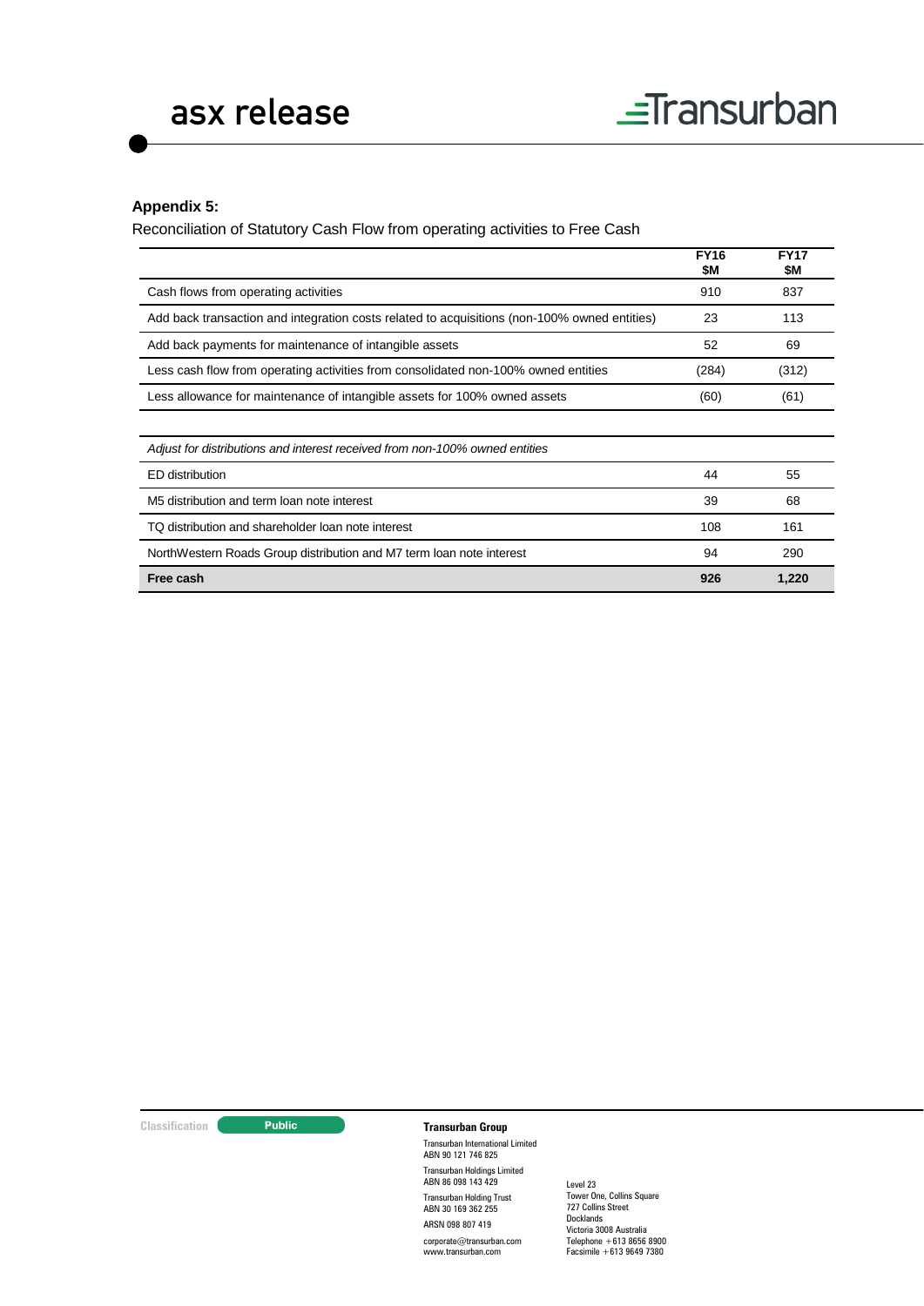**Appendix 5:**

Reconciliation of Statutory Cash Flow from operating activities to Free Cash

| | FY16 $M | FY17 $M |
|---|---|---|
| Cash flows from operating activities | 910 | 837 |
| Add back transaction and integration costs related to acquisitions (non-100% owned entities) | 23 | 113 |
| Add back payments for maintenance of intangible assets | 52 | 69 |
| Less cash flow from operating activities from consolidated non-100% owned entities | (284) | (312) |
| Less allowance for maintenance of intangible assets for 100% owned assets | (60) | (61) |
| | | |
| *Adjust for distributions and interest received from non-100% owned entities* | | |
| ED distribution | 44 | 55 |
| M5 distribution and term loan note interest | 39 | 68 |
| TQ distribution and shareholder loan note interest | 108 | 161 |
| NorthWestern Roads Group distribution and M7 term loan note interest | 94 | 290 |
| **Free cash** | **926** | **1,220** |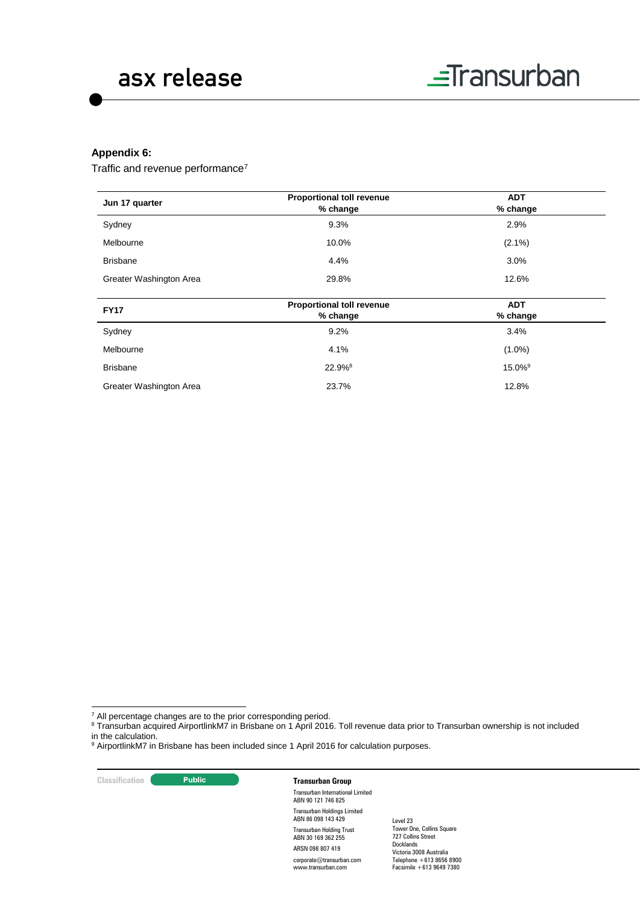**Appendix 6:**

Traffic and revenue performance[7]

| Jun 17 quarter | Proportional toll revenue % change | ADT % change |
| --- | --- | --- |
| Sydney | 9.3% | 2.9% |
| Melbourne | 10.0% | (2.1%) |
| Brisbane | 4.4% | 3.0% |
| Greater Washington Area | 29.8% | 12.6% |

| FY17 | Proportional toll revenue % change | ADT % change |
| --- | --- | --- |
| Sydney | 9.2% | 3.4% |
| Melbourne | 4.1% | (1.0%) |
| Brisbane | 22.9%[8] | 15.0%[9] |
| Greater Washington Area | 23.7% | 12.8% |

[7] All percentage changes are to the prior corresponding period.

[8] Transurban acquired AirportlinkM7 in Brisbane on 1 April 2016. Toll revenue data prior to Transurban ownership is not included in the calculation.

[9] AirportlinkM7 in Brisbane has been included since 1 April 2016 for calculation purposes.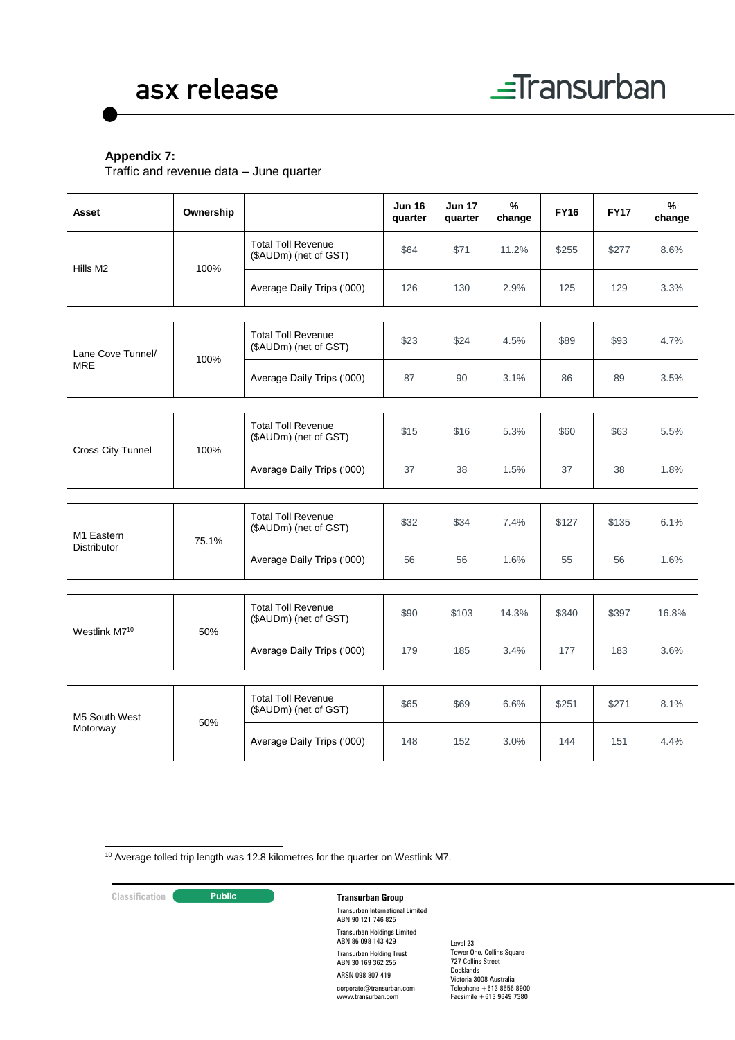**Appendix 7:**

Traffic and revenue data – June quarter

| Asset | Ownership | | Jun 16 quarter | Jun 17 quarter | % change | FY16 | FY17 | % change |
|---|---|---|---|---|---|---|---|---|
| Hills M2 | 100% | Total Toll Revenue ($AUDm) (net of GST) | $64 | $71 | 11.2% | $255 | $277 | 8.6% |
| | | Average Daily Trips ('000) | 126 | 130 | 2.9% | 125 | 129 | 3.3% |
| Lane Cove Tunnel/ MRE | 100% | Total Toll Revenue ($AUDm) (net of GST) | $23 | $24 | 4.5% | $89 | $93 | 4.7% |
| | | Average Daily Trips ('000) | 87 | 90 | 3.1% | 86 | 89 | 3.5% |
| Cross City Tunnel | 100% | Total Toll Revenue ($AUDm) (net of GST) | $15 | $16 | 5.3% | $60 | $63 | 5.5% |
| | | Average Daily Trips ('000) | 37 | 38 | 1.5% | 37 | 38 | 1.8% |
| M1 Eastern Distributor | 75.1% | Total Toll Revenue ($AUDm) (net of GST) | $32 | $34 | 7.4% | $127 | $135 | 6.1% |
| | | Average Daily Trips ('000) | 56 | 56 | 1.6% | 55 | 56 | 1.6% |
| Westlink M7[10] | 50% | Total Toll Revenue ($AUDm) (net of GST) | $90 | $103 | 14.3% | $340 | $397 | 16.8% |
| | | Average Daily Trips ('000) | 179 | 185 | 3.4% | 177 | 183 | 3.6% |
| M5 South West Motorway | 50% | Total Toll Revenue ($AUDm) (net of GST) | $65 | $69 | 6.6% | $251 | $271 | 8.1% |
| | | Average Daily Trips ('000) | 148 | 152 | 3.0% | 144 | 151 | 4.4% |

[10] Average tolled trip length was 12.8 kilometres for the quarter on Westlink M7.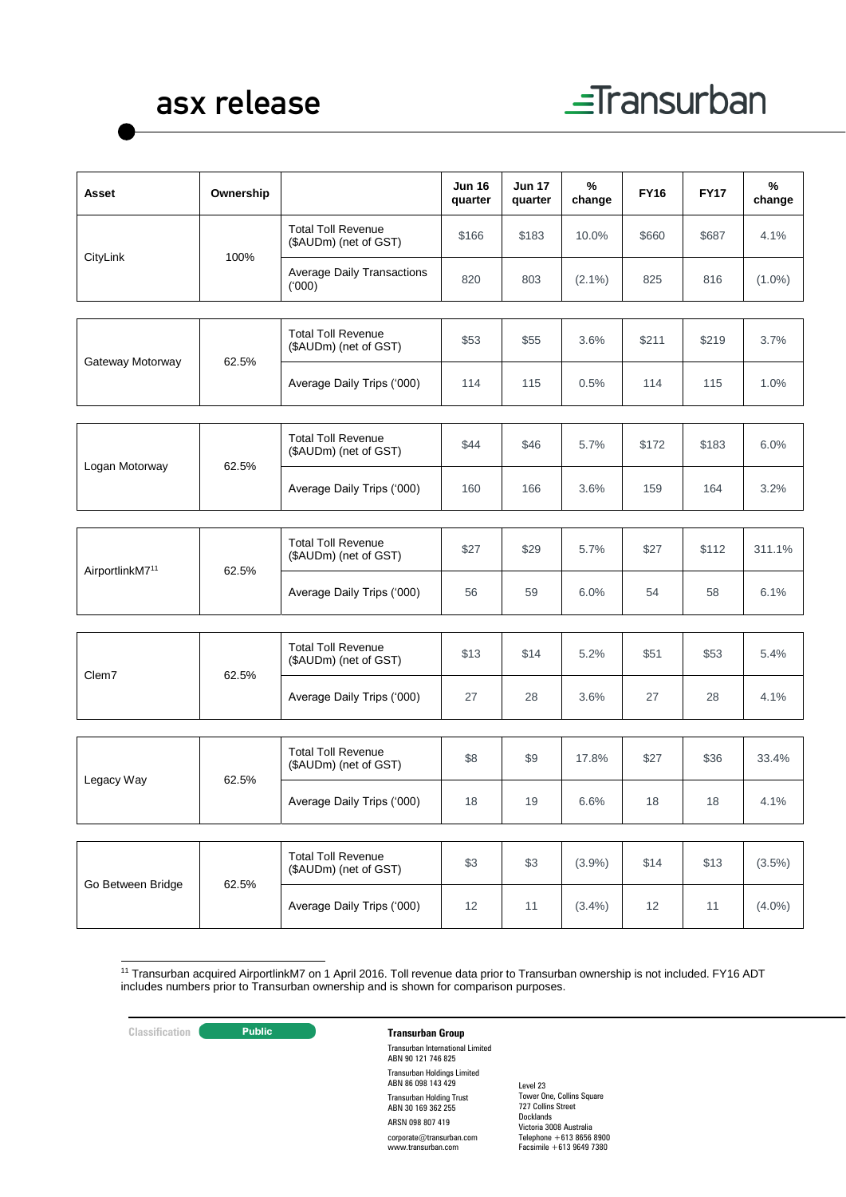| Asset | Ownership | | Jun 16 quarter | Jun 17 quarter | % change | FY16 | FY17 | % change |
|---|---|---|---|---|---|---|---|---|
| CityLink | 100% | Total Toll Revenue ($AUDm) (net of GST) | $166 | $183 | 10.0% | $660 | $687 | 4.1% |
| | | Average Daily Transactions ('000) | 820 | 803 | (2.1%) | 825 | 816 | (1.0%) |
| Gateway Motorway | 62.5% | Total Toll Revenue ($AUDm) (net of GST) | $53 | $55 | 3.6% | $211 | $219 | 3.7% |
| | | Average Daily Trips ('000) | 114 | 115 | 0.5% | 114 | 115 | 1.0% |
| Logan Motorway | 62.5% | Total Toll Revenue ($AUDm) (net of GST) | $44 | $46 | 5.7% | $172 | $183 | 6.0% |
| | | Average Daily Trips ('000) | 160 | 166 | 3.6% | 159 | 164 | 3.2% |
| AirportlinkM7[11] | 62.5% | Total Toll Revenue ($AUDm) (net of GST) | $27 | $29 | 5.7% | $27 | $112 | 311.1% |
| | | Average Daily Trips ('000) | 56 | 59 | 6.0% | 54 | 58 | 6.1% |
| Clem7 | 62.5% | Total Toll Revenue ($AUDm) (net of GST) | $13 | $14 | 5.2% | $51 | $53 | 5.4% |
| | | Average Daily Trips ('000) | 27 | 28 | 3.6% | 27 | 28 | 4.1% |
| Legacy Way | 62.5% | Total Toll Revenue ($AUDm) (net of GST) | $8 | $9 | 17.8% | $27 | $36 | 33.4% |
| | | Average Daily Trips ('000) | 18 | 19 | 6.6% | 18 | 18 | 4.1% |
| Go Between Bridge | 62.5% | Total Toll Revenue ($AUDm) (net of GST) | $3 | $3 | (3.9%) | $14 | $13 | (3.5%) |
| | | Average Daily Trips ('000) | 12 | 11 | (3.4%) | 12 | 11 | (4.0%) |

[11] Transurban acquired AirportlinkM7 on 1 April 2016. Toll revenue data prior to Transurban ownership is not included. FY16 ADT includes numbers prior to Transurban ownership and is shown for comparison purposes.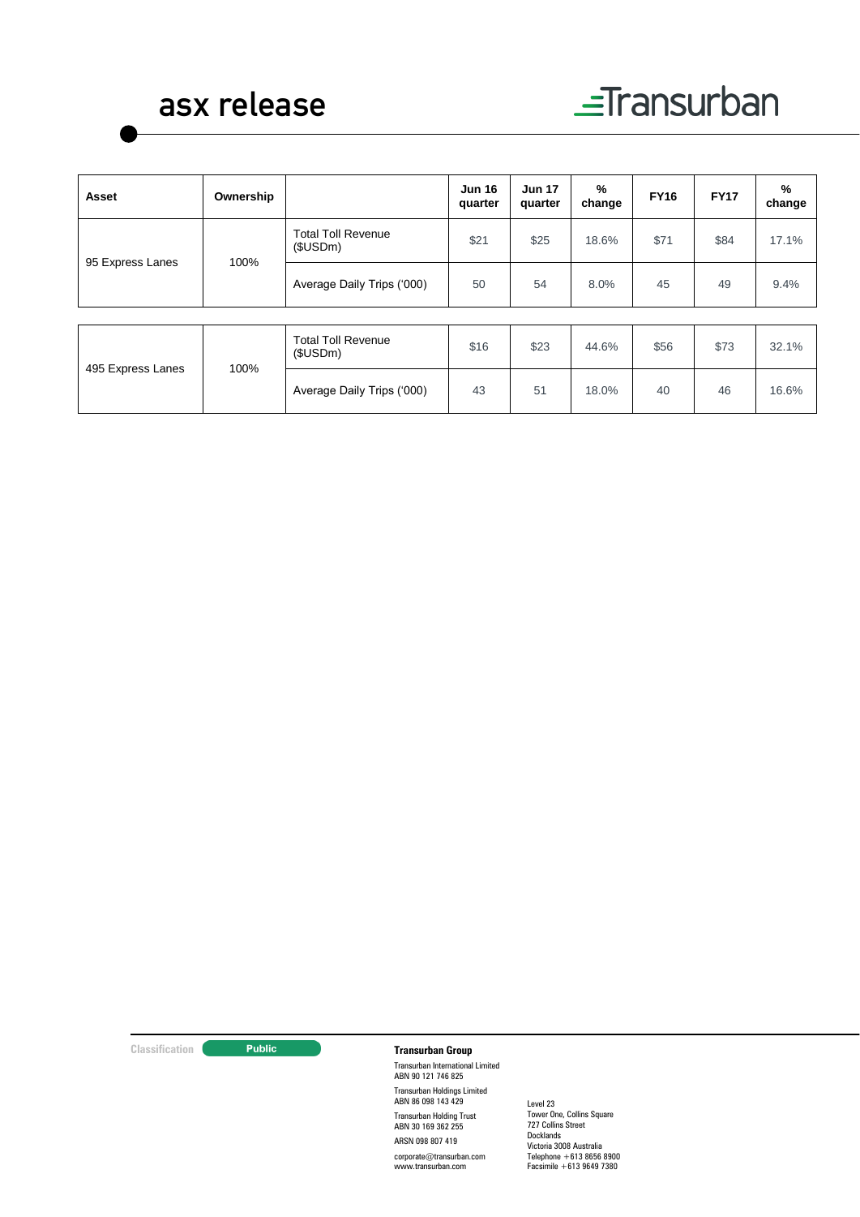| Asset | Ownership | | Jun 16 quarter | Jun 17 quarter | % change | FY16 | FY17 | % change |
|---|---|---|---|---|---|---|---|---|
| 95 Express Lanes | 100% | Total Toll Revenue ($USDm) | $21 | $25 | 18.6% | $71 | $84 | 17.1% |
| | | Average Daily Trips ('000) | 50 | 54 | 8.0% | 45 | 49 | 9.4% |
| 495 Express Lanes | 100% | Total Toll Revenue ($USDm) | $16 | $23 | 44.6% | $56 | $73 | 32.1% |
| | | Average Daily Trips ('000) | 43 | 51 | 18.0% | 40 | 46 | 16.6% |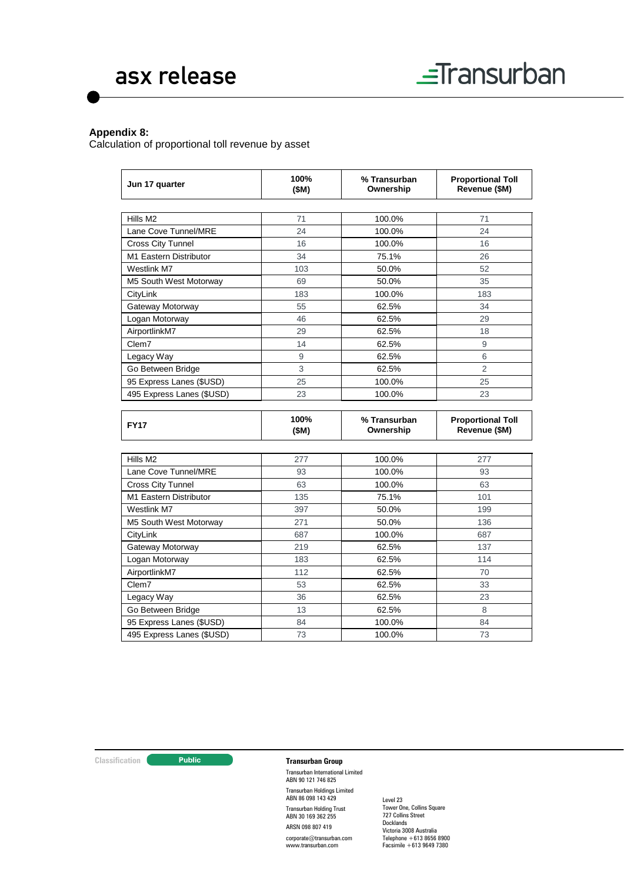**Appendix 8:**
Calculation of proportional toll revenue by asset

| Jun 17 quarter | 100% ($M) | % Transurban Ownership | Proportional Toll Revenue ($M) |
|---|---|---|---|
| Hills M2 | 71 | 100.0% | 71 |
| Lane Cove Tunnel/MRE | 24 | 100.0% | 24 |
| Cross City Tunnel | 16 | 100.0% | 16 |
| M1 Eastern Distributor | 34 | 75.1% | 26 |
| Westlink M7 | 103 | 50.0% | 52 |
| M5 South West Motorway | 69 | 50.0% | 35 |
| CityLink | 183 | 100.0% | 183 |
| Gateway Motorway | 55 | 62.5% | 34 |
| Logan Motorway | 46 | 62.5% | 29 |
| AirportlinkM7 | 29 | 62.5% | 18 |
| Clem7 | 14 | 62.5% | 9 |
| Legacy Way | 9 | 62.5% | 6 |
| Go Between Bridge | 3 | 62.5% | 2 |
| 95 Express Lanes ($USD) | 25 | 100.0% | 25 |
| 495 Express Lanes ($USD) | 23 | 100.0% | 23 |

| FY17 | 100% ($M) | % Transurban Ownership | Proportional Toll Revenue ($M) |
|---|---|---|---|
| Hills M2 | 277 | 100.0% | 277 |
| Lane Cove Tunnel/MRE | 93 | 100.0% | 93 |
| Cross City Tunnel | 63 | 100.0% | 63 |
| M1 Eastern Distributor | 135 | 75.1% | 101 |
| Westlink M7 | 397 | 50.0% | 199 |
| M5 South West Motorway | 271 | 50.0% | 136 |
| CityLink | 687 | 100.0% | 687 |
| Gateway Motorway | 219 | 62.5% | 137 |
| Logan Motorway | 183 | 62.5% | 114 |
| AirportlinkM7 | 112 | 62.5% | 70 |
| Clem7 | 53 | 62.5% | 33 |
| Legacy Way | 36 | 62.5% | 23 |
| Go Between Bridge | 13 | 62.5% | 8 |
| 95 Express Lanes ($USD) | 84 | 100.0% | 84 |
| 495 Express Lanes ($USD) | 73 | 100.0% | 73 |